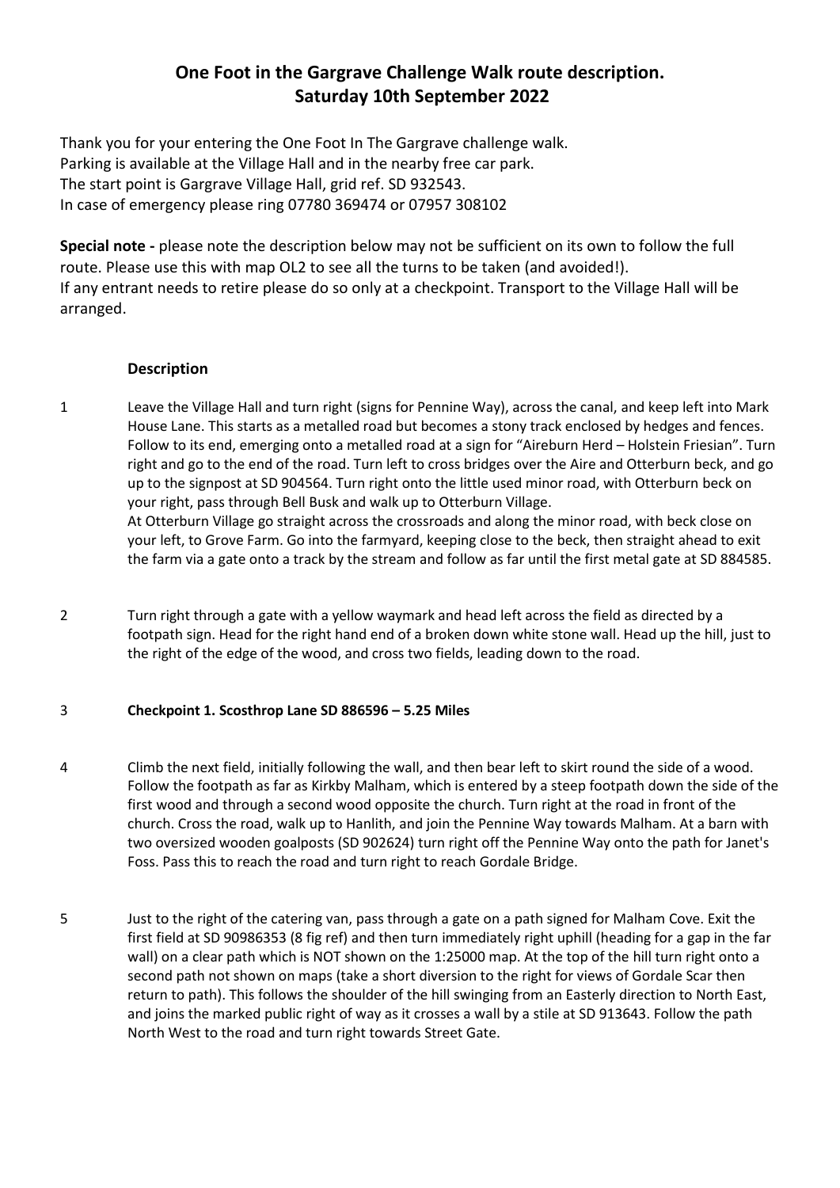# One Foot in the Gargrave Challenge Walk route description.
# Saturday 10th September 2022

Thank you for your entering the One Foot In The Gargrave challenge walk.
Parking is available at the Village Hall and in the nearby free car park.
The start point is Gargrave Village Hall, grid ref. SD 932543.
In case of emergency please ring 07780 369474 or 07957 308102

**Special note -** please note the description below may not be sufficient on its own to follow the full route. Please use this with map OL2 to see all the turns to be taken (and avoided!).
If any entrant needs to retire please do so only at a checkpoint. Transport to the Village Hall will be arranged.

### Description

1 Leave the Village Hall and turn right (signs for Pennine Way), across the canal, and keep left into Mark House Lane. This starts as a metalled road but becomes a stony track enclosed by hedges and fences. Follow to its end, emerging onto a metalled road at a sign for "Aireburn Herd – Holstein Friesian". Turn right and go to the end of the road. Turn left to cross bridges over the Aire and Otterburn beck, and go up to the signpost at SD 904564. Turn right onto the little used minor road, with Otterburn beck on your right, pass through Bell Busk and walk up to Otterburn Village.
At Otterburn Village go straight across the crossroads and along the minor road, with beck close on your left, to Grove Farm. Go into the farmyard, keeping close to the beck, then straight ahead to exit the farm via a gate onto a track by the stream and follow as far until the first metal gate at SD 884585.

2 Turn right through a gate with a yellow waymark and head left across the field as directed by a footpath sign. Head for the right hand end of a broken down white stone wall. Head up the hill, just to the right of the edge of the wood, and cross two fields, leading down to the road.

3 **Checkpoint 1. Scosthrop Lane SD 886596 – 5.25 Miles**

4 Climb the next field, initially following the wall, and then bear left to skirt round the side of a wood. Follow the footpath as far as Kirkby Malham, which is entered by a steep footpath down the side of the first wood and through a second wood opposite the church. Turn right at the road in front of the church. Cross the road, walk up to Hanlith, and join the Pennine Way towards Malham. At a barn with two oversized wooden goalposts (SD 902624) turn right off the Pennine Way onto the path for Janet's Foss. Pass this to reach the road and turn right to reach Gordale Bridge.

5 Just to the right of the catering van, pass through a gate on a path signed for Malham Cove. Exit the first field at SD 90986353 (8 fig ref) and then turn immediately right uphill (heading for a gap in the far wall) on a clear path which is NOT shown on the 1:25000 map. At the top of the hill turn right onto a second path not shown on maps (take a short diversion to the right for views of Gordale Scar then return to path). This follows the shoulder of the hill swinging from an Easterly direction to North East, and joins the marked public right of way as it crosses a wall by a stile at SD 913643. Follow the path North West to the road and turn right towards Street Gate.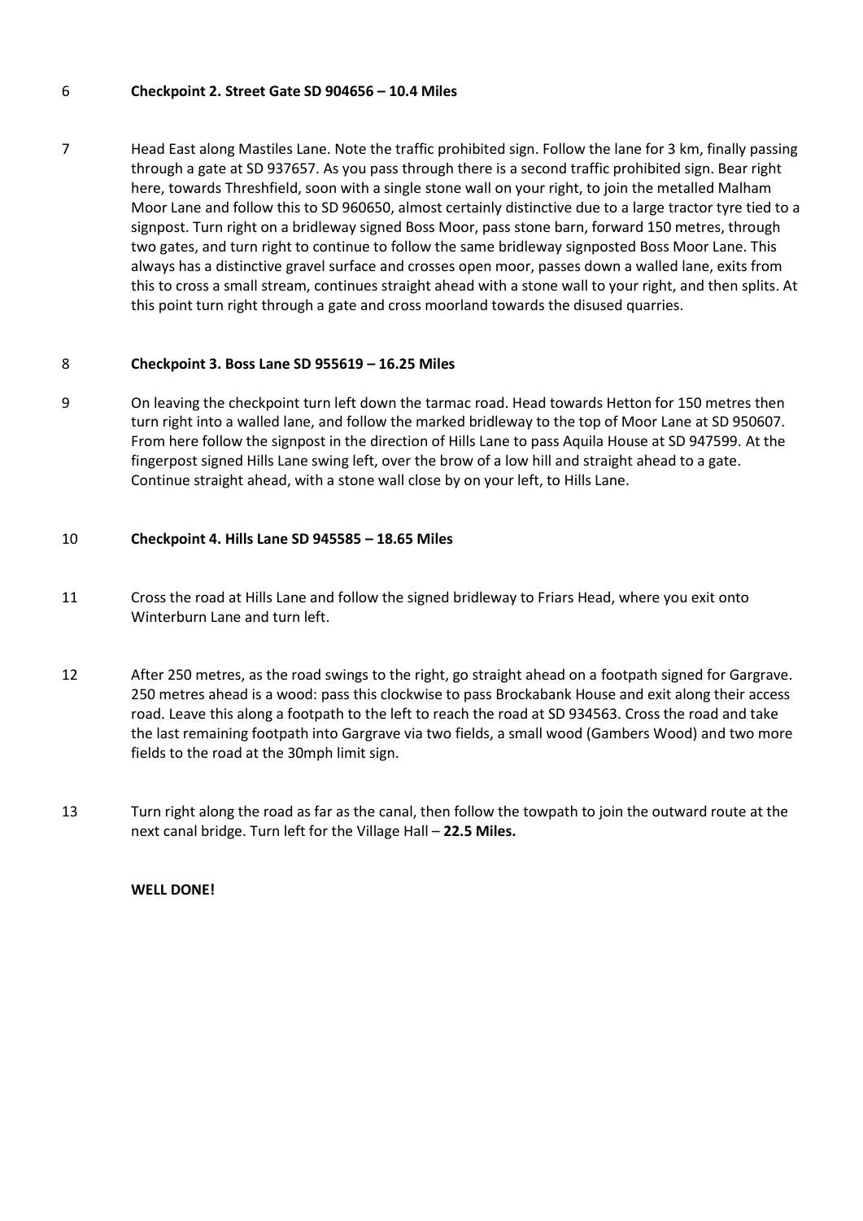6 **Checkpoint 2. Street Gate SD 904656 – 10.4 Miles**

7 Head East along Mastiles Lane. Note the traffic prohibited sign. Follow the lane for 3 km, finally passing through a gate at SD 937657. As you pass through there is a second traffic prohibited sign. Bear right here, towards Threshfield, soon with a single stone wall on your right, to join the metalled Malham Moor Lane and follow this to SD 960650, almost certainly distinctive due to a large tractor tyre tied to a signpost. Turn right on a bridleway signed Boss Moor, pass stone barn, forward 150 metres, through two gates, and turn right to continue to follow the same bridleway signposted Boss Moor Lane. This always has a distinctive gravel surface and crosses open moor, passes down a walled lane, exits from this to cross a small stream, continues straight ahead with a stone wall to your right, and then splits. At this point turn right through a gate and cross moorland towards the disused quarries.

8 **Checkpoint 3. Boss Lane SD 955619 – 16.25 Miles**

9 On leaving the checkpoint turn left down the tarmac road. Head towards Hetton for 150 metres then turn right into a walled lane, and follow the marked bridleway to the top of Moor Lane at SD 950607. From here follow the signpost in the direction of Hills Lane to pass Aquila House at SD 947599. At the fingerpost signed Hills Lane swing left, over the brow of a low hill and straight ahead to a gate. Continue straight ahead, with a stone wall close by on your left, to Hills Lane.

10 **Checkpoint 4. Hills Lane SD 945585 – 18.65 Miles**

11 Cross the road at Hills Lane and follow the signed bridleway to Friars Head, where you exit onto Winterburn Lane and turn left.

12 After 250 metres, as the road swings to the right, go straight ahead on a footpath signed for Gargrave. 250 metres ahead is a wood: pass this clockwise to pass Brockabank House and exit along their access road. Leave this along a footpath to the left to reach the road at SD 934563. Cross the road and take the last remaining footpath into Gargrave via two fields, a small wood (Gambers Wood) and two more fields to the road at the 30mph limit sign.

13 Turn right along the road as far as the canal, then follow the towpath to join the outward route at the next canal bridge. Turn left for the Village Hall – **22.5 Miles.**

**WELL DONE!**